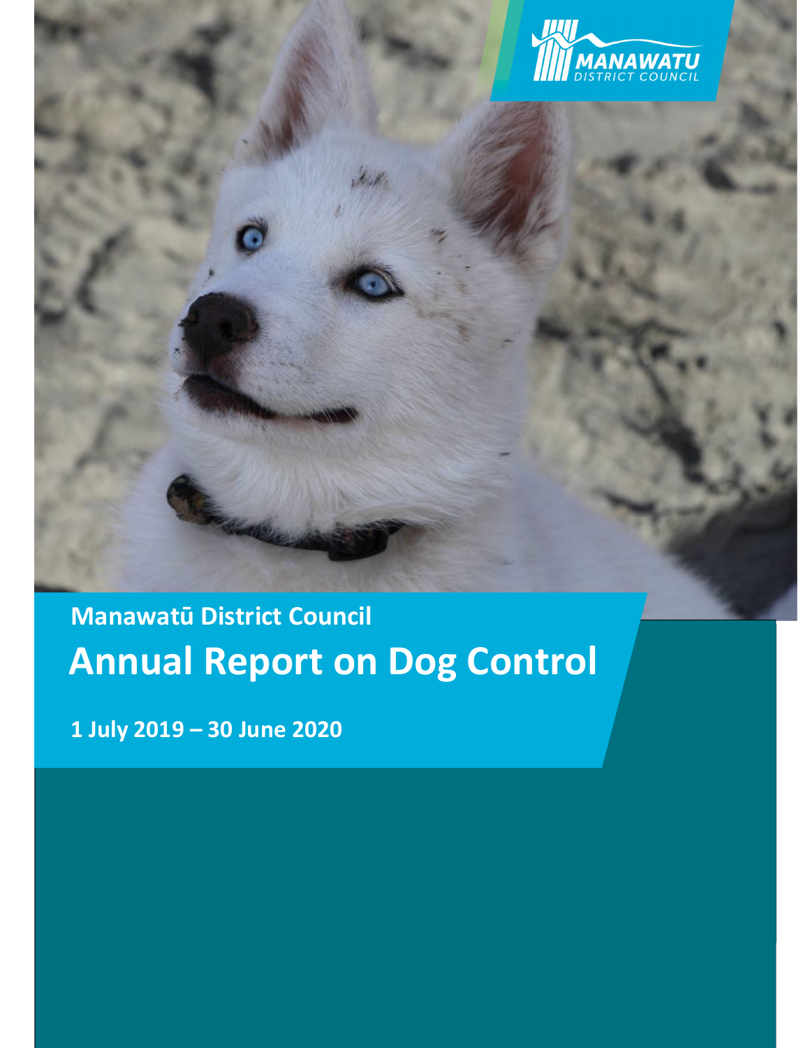MANAWATU DISTRICT COUNCIL

## Manawatū District Council

# Annual Report on Dog Control

**1 July 2019 – 30 June 2020**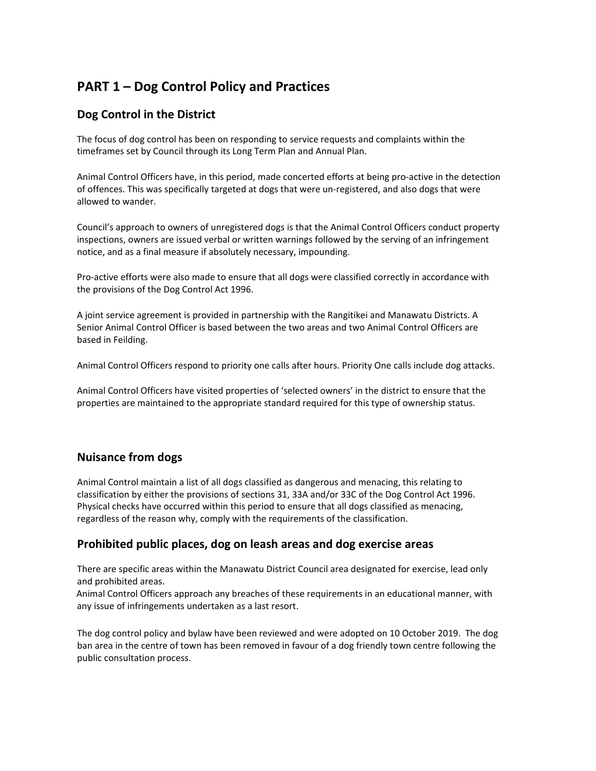# PART 1 – Dog Control Policy and Practices

## Dog Control in the District

The focus of dog control has been on responding to service requests and complaints within the timeframes set by Council through its Long Term Plan and Annual Plan.

Animal Control Officers have, in this period, made concerted efforts at being pro-active in the detection of offences. This was specifically targeted at dogs that were un-registered, and also dogs that were allowed to wander.

Council's approach to owners of unregistered dogs is that the Animal Control Officers conduct property inspections, owners are issued verbal or written warnings followed by the serving of an infringement notice, and as a final measure if absolutely necessary, impounding.

Pro-active efforts were also made to ensure that all dogs were classified correctly in accordance with the provisions of the Dog Control Act 1996.

A joint service agreement is provided in partnership with the Rangitikei and Manawatu Districts. A Senior Animal Control Officer is based between the two areas and two Animal Control Officers are based in Feilding.

Animal Control Officers respond to priority one calls after hours. Priority One calls include dog attacks.

Animal Control Officers have visited properties of 'selected owners' in the district to ensure that the properties are maintained to the appropriate standard required for this type of ownership status.

## Nuisance from dogs

Animal Control maintain a list of all dogs classified as dangerous and menacing, this relating to classification by either the provisions of sections 31, 33A and/or 33C of the Dog Control Act 1996. Physical checks have occurred within this period to ensure that all dogs classified as menacing, regardless of the reason why, comply with the requirements of the classification.

## Prohibited public places, dog on leash areas and dog exercise areas

There are specific areas within the Manawatu District Council area designated for exercise, lead only and prohibited areas.
Animal Control Officers approach any breaches of these requirements in an educational manner, with any issue of infringements undertaken as a last resort.

The dog control policy and bylaw have been reviewed and were adopted on 10 October 2019. The dog ban area in the centre of town has been removed in favour of a dog friendly town centre following the public consultation process.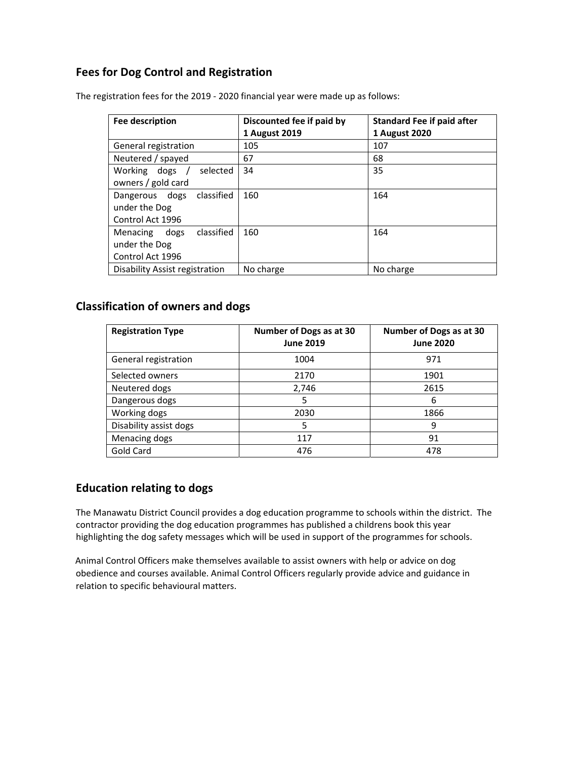## Fees for Dog Control and Registration

The registration fees for the 2019 - 2020 financial year were made up as follows:

| Fee description | Discounted fee if paid by 1 August 2019 | Standard Fee if paid after 1 August 2020 |
|---|---|---|
| General registration | 105 | 107 |
| Neutered / spayed | 67 | 68 |
| Working dogs / selected owners / gold card | 34 | 35 |
| Dangerous dogs classified under the Dog Control Act 1996 | 160 | 164 |
| Menacing dogs classified under the Dog Control Act 1996 | 160 | 164 |
| Disability Assist registration | No charge | No charge |

## Classification of owners and dogs

| Registration Type | Number of Dogs as at 30 June 2019 | Number of Dogs as at 30 June 2020 |
|---|---|---|
| General registration | 1004 | 971 |
| Selected owners | 2170 | 1901 |
| Neutered dogs | 2,746 | 2615 |
| Dangerous dogs | 5 | 6 |
| Working dogs | 2030 | 1866 |
| Disability assist dogs | 5 | 9 |
| Menacing dogs | 117 | 91 |
| Gold Card | 476 | 478 |

## Education relating to dogs

The Manawatu District Council provides a dog education programme to schools within the district. The contractor providing the dog education programmes has published a childrens book this year highlighting the dog safety messages which will be used in support of the programmes for schools.

Animal Control Officers make themselves available to assist owners with help or advice on dog obedience and courses available. Animal Control Officers regularly provide advice and guidance in relation to specific behavioural matters.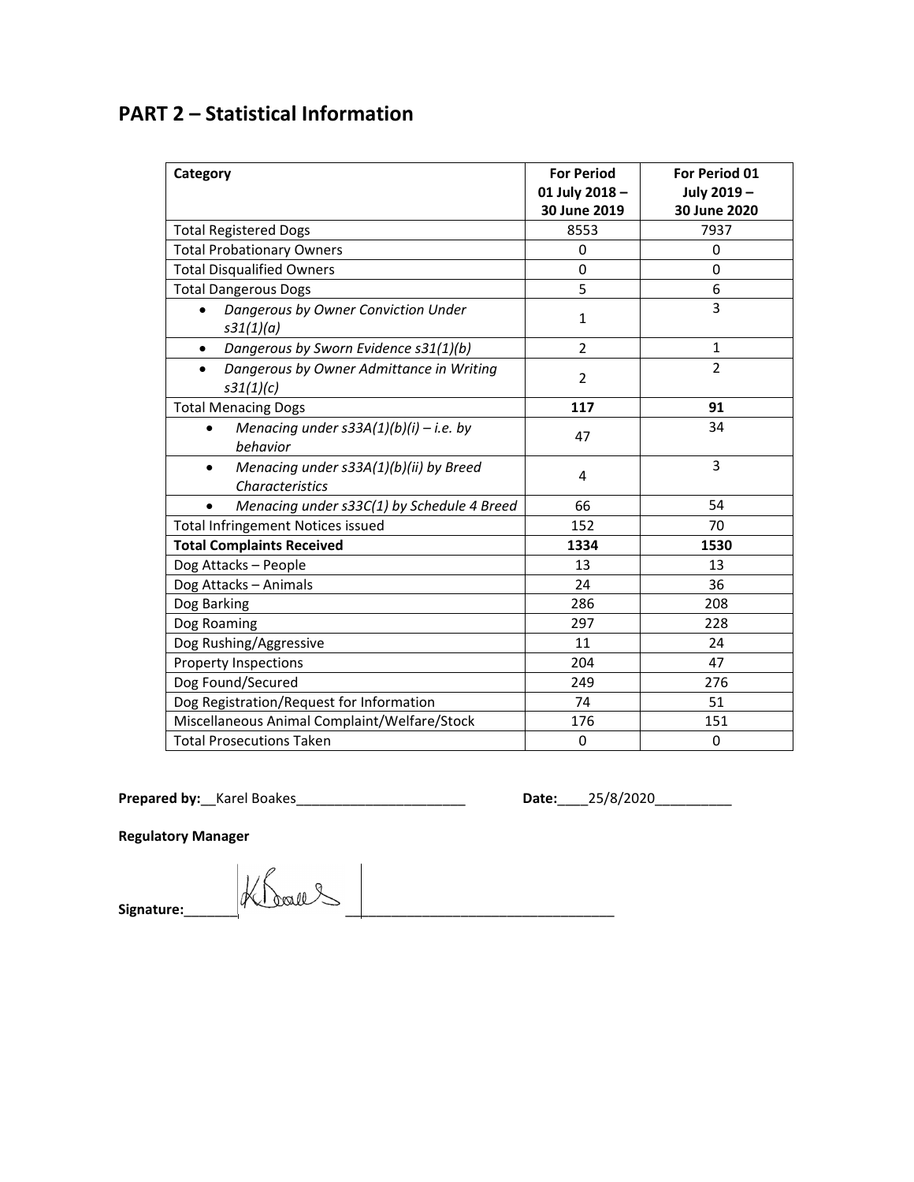## PART 2 – Statistical Information

| Category | For Period 01 July 2018 – 30 June 2019 | For Period 01 July 2019 – 30 June 2020 |
|---|---|---|
| Total Registered Dogs | 8553 | 7937 |
| Total Probationary Owners | 0 | 0 |
| Total Disqualified Owners | 0 | 0 |
| Total Dangerous Dogs | 5 | 6 |
| • *Dangerous by Owner Conviction Under s31(1)(a)* | 1 | 3 |
| • *Dangerous by Sworn Evidence s31(1)(b)* | 2 | 1 |
| • *Dangerous by Owner Admittance in Writing s31(1)(c)* | 2 | 2 |
| Total Menacing Dogs | **117** | **91** |
| • *Menacing under s33A(1)(b)(i) – i.e. by behavior* | 47 | 34 |
| • *Menacing under s33A(1)(b)(ii) by Breed Characteristics* | 4 | 3 |
| • *Menacing under s33C(1) by Schedule 4 Breed* | 66 | 54 |
| Total Infringement Notices issued | 152 | 70 |
| **Total Complaints Received** | **1334** | **1530** |
| Dog Attacks – People | 13 | 13 |
| Dog Attacks – Animals | 24 | 36 |
| Dog Barking | 286 | 208 |
| Dog Roaming | 297 | 228 |
| Dog Rushing/Aggressive | 11 | 24 |
| Property Inspections | 204 | 47 |
| Dog Found/Secured | 249 | 276 |
| Dog Registration/Request for Information | 74 | 51 |
| Miscellaneous Animal Complaint/Welfare/Stock | 176 | 151 |
| Total Prosecutions Taken | 0 | 0 |

**Prepared by:** Karel Boakes **Date:** 25/8/2020

**Regulatory Manager**

**Signature:**